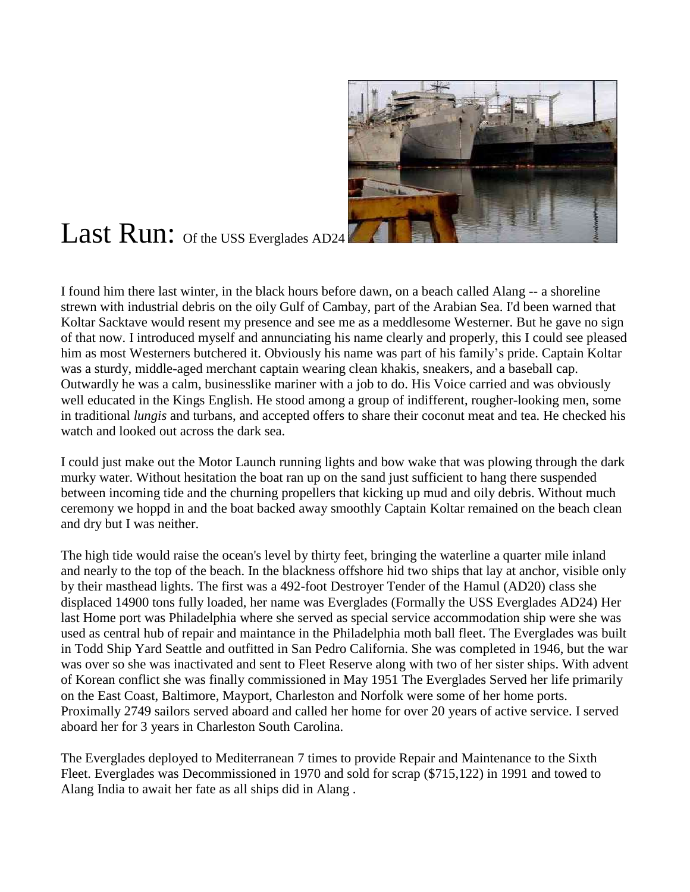# Last Run: Of the USS Everglades AD24

I found him there last winter, in the black hours before dawn, on a beach called Alang -- a shoreline strewn with industrial debris on the oily Gulf of Cambay, part of the Arabian Sea. I'd been warned that Koltar Sacktave would resent my presence and see me as a meddlesome Westerner. But he gave no sign of that now. I introduced myself and annunciating his name clearly and properly, this I could see pleased him as most Westerners butchered it. Obviously his name was part of his family's pride. Captain Koltar was a sturdy, middle-aged merchant captain wearing clean khakis, sneakers, and a baseball cap. Outwardly he was a calm, businesslike mariner with a job to do. His Voice carried and was obviously well educated in the Kings English. He stood among a group of indifferent, rougher-looking men, some in traditional *lungis* and turbans, and accepted offers to share their coconut meat and tea. He checked his watch and looked out across the dark sea.

I could just make out the Motor Launch running lights and bow wake that was plowing through the dark murky water. Without hesitation the boat ran up on the sand just sufficient to hang there suspended between incoming tide and the churning propellers that kicking up mud and oily debris. Without much ceremony we hoppd in and the boat backed away smoothly Captain Koltar remained on the beach clean and dry but I was neither.

The high tide would raise the ocean's level by thirty feet, bringing the waterline a quarter mile inland and nearly to the top of the beach. In the blackness offshore hid two ships that lay at anchor, visible only by their masthead lights. The first was a 492-foot Destroyer Tender of the Hamul (AD20) class she displaced 14900 tons fully loaded, her name was Everglades (Formally the USS Everglades AD24) Her last Home port was Philadelphia where she served as special service accommodation ship were she was used as central hub of repair and maintance in the Philadelphia moth ball fleet. The Everglades was built in Todd Ship Yard Seattle and outfitted in San Pedro California. She was completed in 1946, but the war was over so she was inactivated and sent to Fleet Reserve along with two of her sister ships. With advent of Korean conflict she was finally commissioned in May 1951 The Everglades Served her life primarily on the East Coast, Baltimore, Mayport, Charleston and Norfolk were some of her home ports. Proximally 2749 sailors served aboard and called her home for over 20 years of active service. I served aboard her for 3 years in Charleston South Carolina.

The Everglades deployed to Mediterranean 7 times to provide Repair and Maintenance to the Sixth Fleet. Everglades was Decommissioned in 1970 and sold for scrap ($715,122) in 1991 and towed to Alang India to await her fate as all ships did in Alang .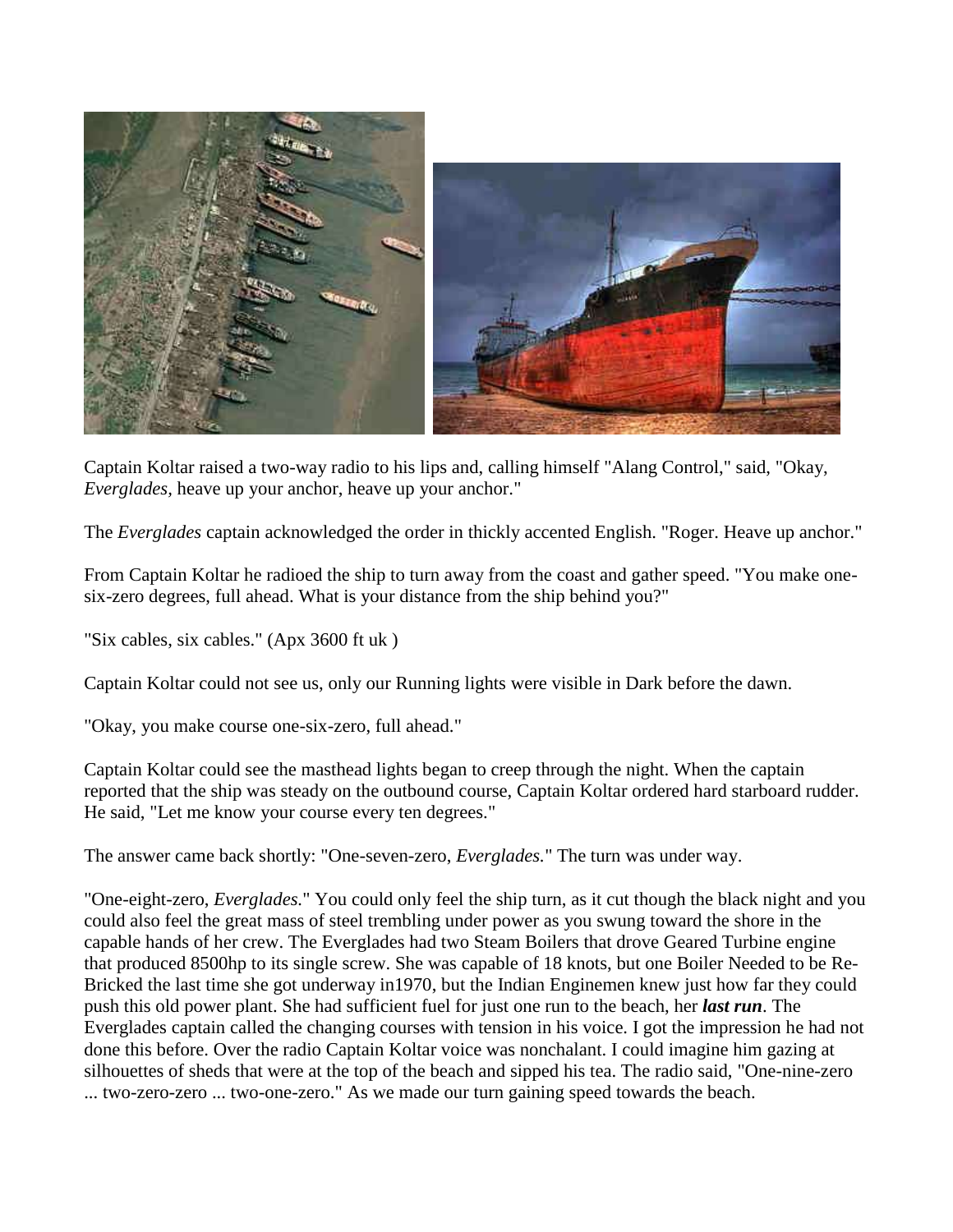Captain Koltar raised a two-way radio to his lips and, calling himself "Alang Control," said, "Okay, *Everglades*, heave up your anchor, heave up your anchor."

The *Everglades* captain acknowledged the order in thickly accented English. "Roger. Heave up anchor."

From Captain Koltar he radioed the ship to turn away from the coast and gather speed. "You make one-six-zero degrees, full ahead. What is your distance from the ship behind you?"

"Six cables, six cables." (Apx 3600 ft uk )

Captain Koltar could not see us, only our Running lights were visible in Dark before the dawn.

"Okay, you make course one-six-zero, full ahead."

Captain Koltar could see the masthead lights began to creep through the night. When the captain reported that the ship was steady on the outbound course, Captain Koltar ordered hard starboard rudder. He said, "Let me know your course every ten degrees."

The answer came back shortly: "One-seven-zero, *Everglades*." The turn was under way.

"One-eight-zero, *Everglades*." You could only feel the ship turn, as it cut though the black night and you could also feel the great mass of steel trembling under power as you swung toward the shore in the capable hands of her crew. The Everglades had two Steam Boilers that drove Geared Turbine engine that produced 8500hp to its single screw. She was capable of 18 knots, but one Boiler Needed to be Re-Bricked the last time she got underway in1970, but the Indian Enginemen knew just how far they could push this old power plant. She had sufficient fuel for just one run to the beach, her ***last run***. The Everglades captain called the changing courses with tension in his voice. I got the impression he had not done this before. Over the radio Captain Koltar voice was nonchalant. I could imagine him gazing at silhouettes of sheds that were at the top of the beach and sipped his tea. The radio said, "One-nine-zero ... two-zero-zero ... two-one-zero." As we made our turn gaining speed towards the beach.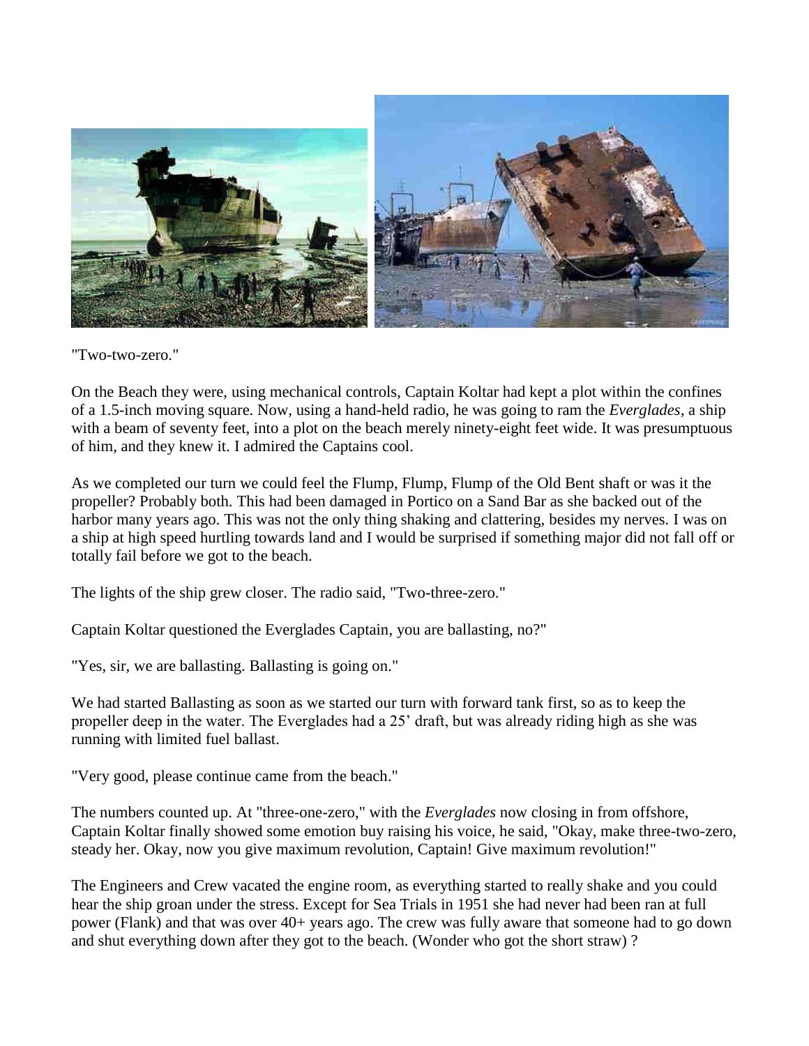"Two-two-zero."

On the Beach they were, using mechanical controls, Captain Koltar had kept a plot within the confines of a 1.5-inch moving square. Now, using a hand-held radio, he was going to ram the *Everglades*, a ship with a beam of seventy feet, into a plot on the beach merely ninety-eight feet wide. It was presumptuous of him, and they knew it. I admired the Captains cool.

As we completed our turn we could feel the Flump, Flump, Flump of the Old Bent shaft or was it the propeller? Probably both. This had been damaged in Portico on a Sand Bar as she backed out of the harbor many years ago. This was not the only thing shaking and clattering, besides my nerves. I was on a ship at high speed hurtling towards land and I would be surprised if something major did not fall off or totally fail before we got to the beach.

The lights of the ship grew closer. The radio said, "Two-three-zero."

Captain Koltar questioned the Everglades Captain, you are ballasting, no?"

"Yes, sir, we are ballasting. Ballasting is going on."

We had started Ballasting as soon as we started our turn with forward tank first, so as to keep the propeller deep in the water. The Everglades had a 25' draft, but was already riding high as she was running with limited fuel ballast.

"Very good, please continue came from the beach."

The numbers counted up. At "three-one-zero," with the *Everglades* now closing in from offshore, Captain Koltar finally showed some emotion buy raising his voice, he said, "Okay, make three-two-zero, steady her. Okay, now you give maximum revolution, Captain! Give maximum revolution!"

The Engineers and Crew vacated the engine room, as everything started to really shake and you could hear the ship groan under the stress. Except for Sea Trials in 1951 she had never had been ran at full power (Flank) and that was over 40+ years ago. The crew was fully aware that someone had to go down and shut everything down after they got to the beach. (Wonder who got the short straw) ?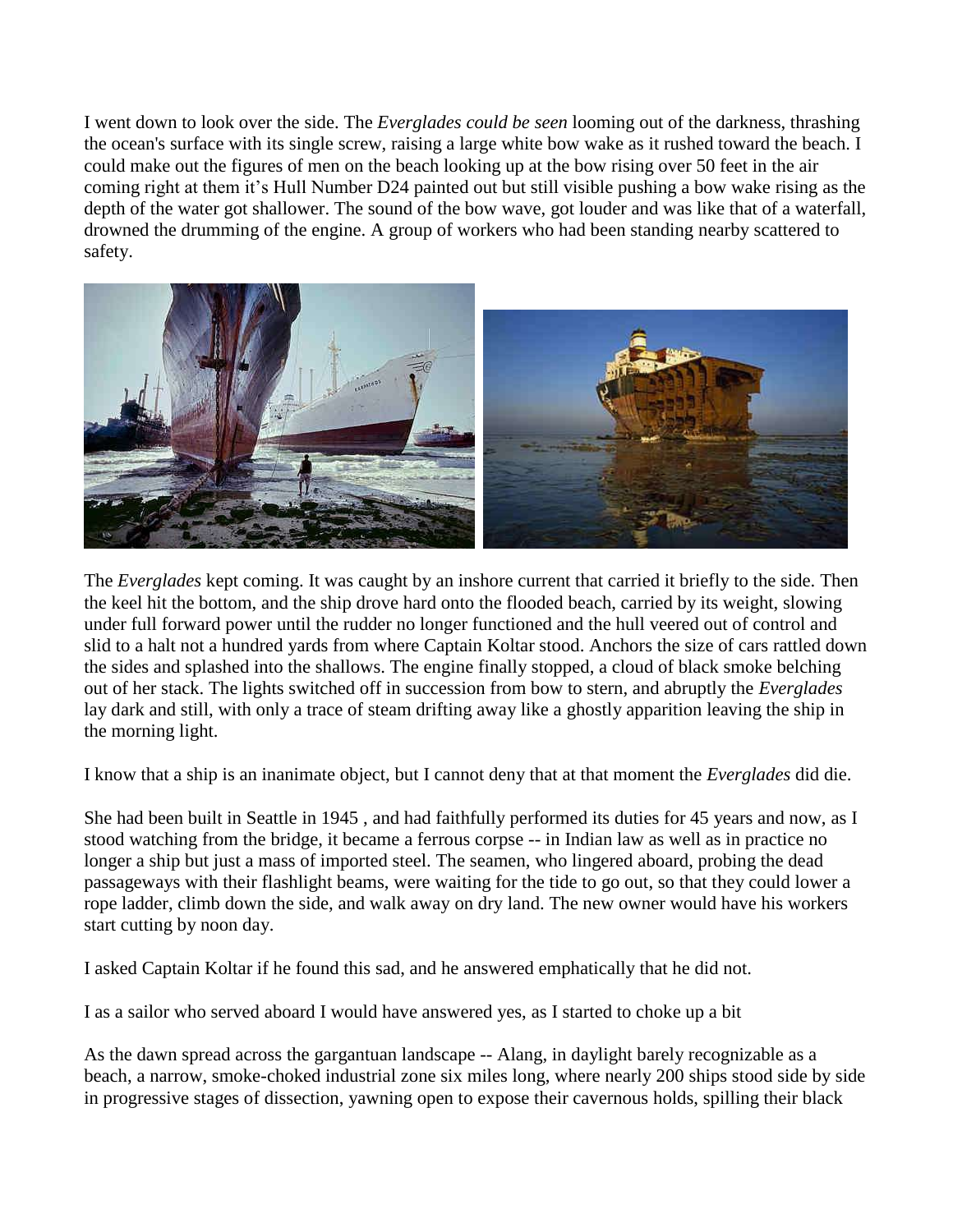I went down to look over the side. The *Everglades could be seen* looming out of the darkness, thrashing the ocean's surface with its single screw, raising a large white bow wake as it rushed toward the beach. I could make out the figures of men on the beach looking up at the bow rising over 50 feet in the air coming right at them it's Hull Number D24 painted out but still visible pushing a bow wake rising as the depth of the water got shallower. The sound of the bow wave, got louder and was like that of a waterfall, drowned the drumming of the engine. A group of workers who had been standing nearby scattered to safety.

The *Everglades* kept coming. It was caught by an inshore current that carried it briefly to the side. Then the keel hit the bottom, and the ship drove hard onto the flooded beach, carried by its weight, slowing under full forward power until the rudder no longer functioned and the hull veered out of control and slid to a halt not a hundred yards from where Captain Koltar stood. Anchors the size of cars rattled down the sides and splashed into the shallows. The engine finally stopped, a cloud of black smoke belching out of her stack. The lights switched off in succession from bow to stern, and abruptly the *Everglades* lay dark and still, with only a trace of steam drifting away like a ghostly apparition leaving the ship in the morning light.

I know that a ship is an inanimate object, but I cannot deny that at that moment the *Everglades* did die.

She had been built in Seattle in 1945 , and had faithfully performed its duties for 45 years and now, as I stood watching from the bridge, it became a ferrous corpse -- in Indian law as well as in practice no longer a ship but just a mass of imported steel. The seamen, who lingered aboard, probing the dead passageways with their flashlight beams, were waiting for the tide to go out, so that they could lower a rope ladder, climb down the side, and walk away on dry land. The new owner would have his workers start cutting by noon day.

I asked Captain Koltar if he found this sad, and he answered emphatically that he did not.

I as a sailor who served aboard I would have answered yes, as I started to choke up a bit

As the dawn spread across the gargantuan landscape -- Alang, in daylight barely recognizable as a beach, a narrow, smoke-choked industrial zone six miles long, where nearly 200 ships stood side by side in progressive stages of dissection, yawning open to expose their cavernous holds, spilling their black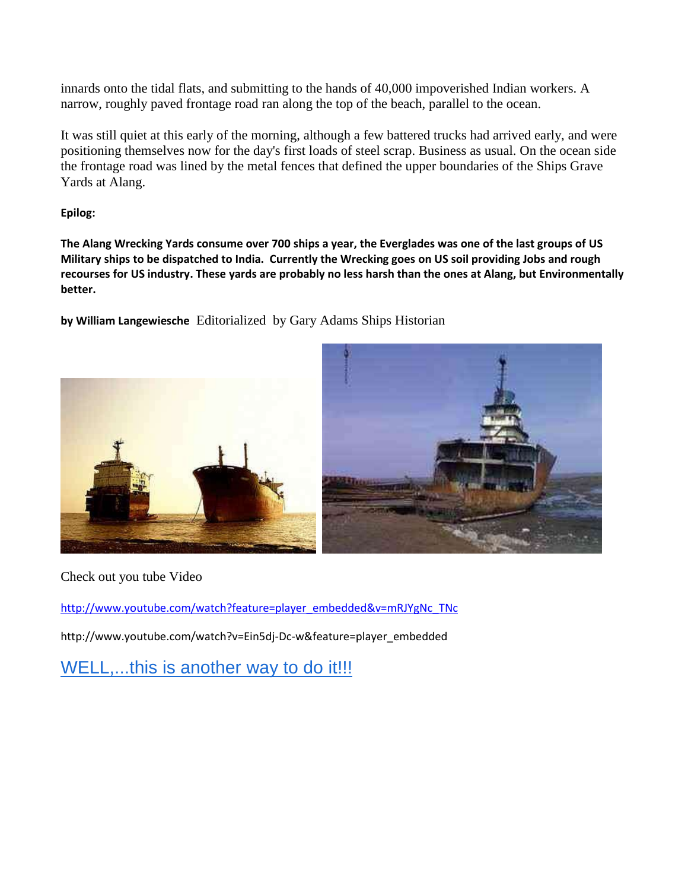innards onto the tidal flats, and submitting to the hands of 40,000 impoverished Indian workers. A narrow, roughly paved frontage road ran along the top of the beach, parallel to the ocean.

It was still quiet at this early of the morning, although a few battered trucks had arrived early, and were positioning themselves now for the day's first loads of steel scrap. Business as usual. On the ocean side the frontage road was lined by the metal fences that defined the upper boundaries of the Ships Grave Yards at Alang.

**Epilog:**

**The Alang Wrecking Yards consume over 700 ships a year, the Everglades was one of the last groups of US Military ships to be dispatched to India. Currently the Wrecking goes on US soil providing Jobs and rough recourses for US industry. These yards are probably no less harsh than the ones at Alang, but Environmentally better.**

**by William Langewiesche** Editorialized by Gary Adams Ships Historian

Check out you tube Video

http://www.youtube.com/watch?feature=player_embedded&v=mRJYgNc_TNc

http://www.youtube.com/watch?v=Ein5dj-Dc-w&feature=player_embedded

WELL,...this is another way to do it!!!